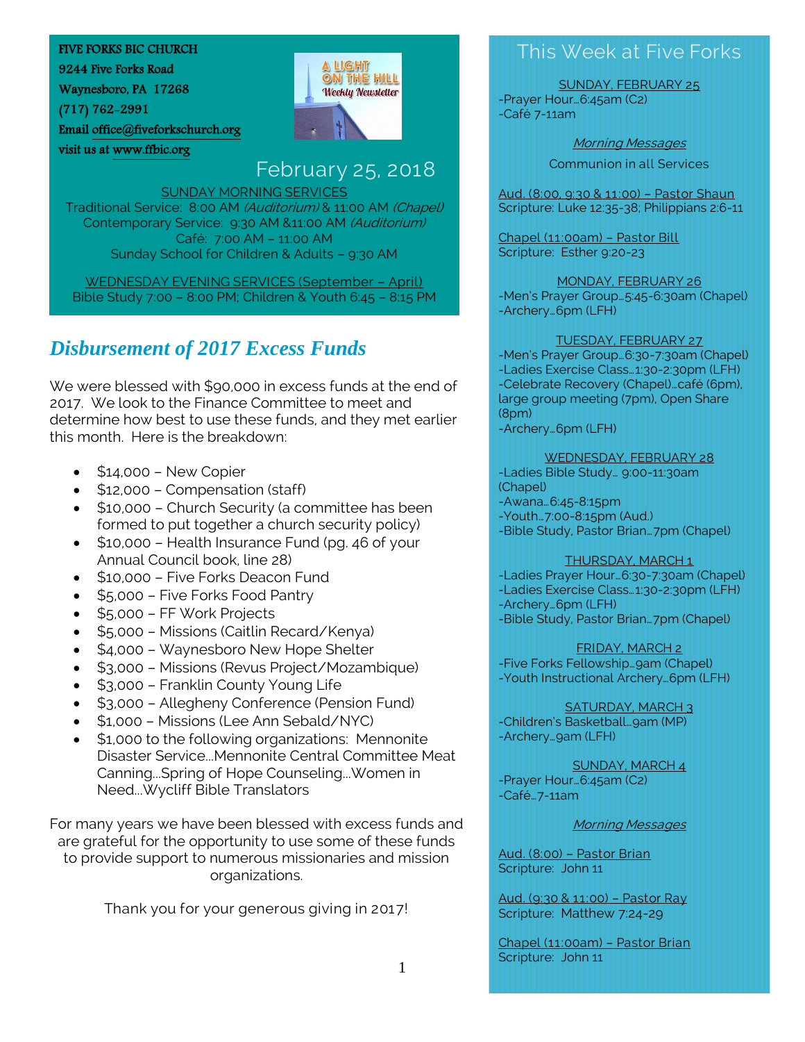FIVE FORKS BIC CHURCH
9244 Five Forks Road
Waynesboro, PA 17268
(717) 762-2991
Email office@fiveforkschurch.org
visit us at www.ffbic.org

A LIGHT ON THE HILL
Weekly Newsletter

February 25, 2018

SUNDAY MORNING SERVICES
Traditional Service: 8:00 AM *(Auditorium)* & 11:00 AM *(Chapel)*
Contemporary Service: 9:30 AM &11:00 AM *(Auditorium)*
Café: 7:00 AM – 11:00 AM
Sunday School for Children & Adults – 9:30 AM

WEDNESDAY EVENING SERVICES (September – April)
Bible Study 7:00 – 8:00 PM; Children & Youth 6:45 – 8:15 PM

## *Disbursement of 2017 Excess Funds*

We were blessed with $90,000 in excess funds at the end of 2017. We look to the Finance Committee to meet and determine how best to use these funds, and they met earlier this month. Here is the breakdown:

- $14,000 – New Copier
- $12,000 – Compensation (staff)
- $10,000 – Church Security (a committee has been formed to put together a church security policy)
- $10,000 – Health Insurance Fund (pg. 46 of your Annual Council book, line 28)
- $10,000 – Five Forks Deacon Fund
- $5,000 – Five Forks Food Pantry
- $5,000 – FF Work Projects
- $5,000 – Missions (Caitlin Recard/Kenya)
- $4,000 – Waynesboro New Hope Shelter
- $3,000 – Missions (Revus Project/Mozambique)
- $3,000 – Franklin County Young Life
- $3,000 – Allegheny Conference (Pension Fund)
- $1,000 – Missions (Lee Ann Sebald/NYC)
- $1,000 to the following organizations: Mennonite Disaster Service…Mennonite Central Committee Meat Canning…Spring of Hope Counseling…Women in Need…Wycliff Bible Translators

For many years we have been blessed with excess funds and are grateful for the opportunity to use some of these funds to provide support to numerous missionaries and mission organizations.

Thank you for your generous giving in 2017!

## This Week at Five Forks

SUNDAY, FEBRUARY 25
-Prayer Hour…6:45am (C2)
-Café 7-11am

*Morning Messages*
Communion in all Services

Aud. (8:00, 9:30 & 11:00) – Pastor Shaun
Scripture: Luke 12:35-38; Philippians 2:6-11

Chapel (11:00am) – Pastor Bill
Scripture: Esther 9:20-23

MONDAY, FEBRUARY 26
-Men's Prayer Group…5:45-6:30am (Chapel)
-Archery…6pm (LFH)

TUESDAY, FEBRUARY 27
-Men's Prayer Group…6:30-7:30am (Chapel)
-Ladies Exercise Class…1:30-2:30pm (LFH)
-Celebrate Recovery (Chapel)…café (6pm), large group meeting (7pm), Open Share (8pm)
-Archery…6pm (LFH)

WEDNESDAY, FEBRUARY 28
-Ladies Bible Study… 9:00-11:30am (Chapel)
-Awana…6:45-8:15pm
-Youth…7:00-8:15pm (Aud.)
-Bible Study, Pastor Brian…7pm (Chapel)

THURSDAY, MARCH 1
-Ladies Prayer Hour…6:30-7:30am (Chapel)
-Ladies Exercise Class…1:30-2:30pm (LFH)
-Archery…6pm (LFH)
-Bible Study, Pastor Brian…7pm (Chapel)

FRIDAY, MARCH 2
-Five Forks Fellowship…9am (Chapel)
-Youth Instructional Archery…6pm (LFH)

SATURDAY, MARCH 3
-Children's Basketball…9am (MP)
-Archery…9am (LFH)

SUNDAY, MARCH 4
-Prayer Hour…6:45am (C2)
-Café…7-11am

*Morning Messages*

Aud. (8:00) – Pastor Brian
Scripture: John 11

Aud. (9:30 & 11:00) – Pastor Ray
Scripture: Matthew 7:24-29

Chapel (11:00am) – Pastor Brian
Scripture: John 11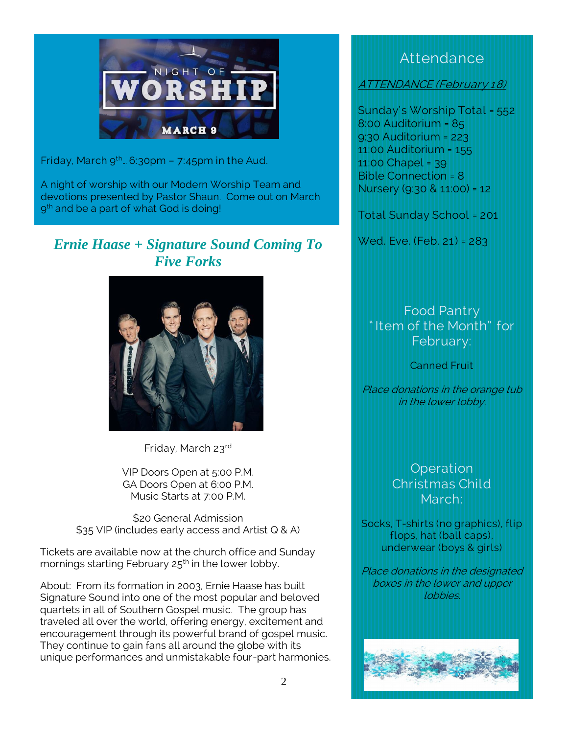NIGHT OF WORSHIP

MARCH 9

Friday, March 9th… 6:30pm – 7:45pm in the Aud.

A night of worship with our Modern Worship Team and devotions presented by Pastor Shaun. Come out on March 9th and be a part of what God is doing!

## *Ernie Haase + Signature Sound Coming To Five Forks*

Friday, March 23rd

VIP Doors Open at 5:00 P.M.
GA Doors Open at 6:00 P.M.
Music Starts at 7:00 P.M.

$20 General Admission
$35 VIP (includes early access and Artist Q & A)

Tickets are available now at the church office and Sunday mornings starting February 25th in the lower lobby.

About: From its formation in 2003, Ernie Haase has built Signature Sound into one of the most popular and beloved quartets in all of Southern Gospel music. The group has traveled all over the world, offering energy, excitement and encouragement through its powerful brand of gospel music. They continue to gain fans all around the globe with its unique performances and unmistakable four-part harmonies.

## Attendance

*ATTENDANCE (February 18)*

Sunday's Worship Total = 552
8:00 Auditorium = 85
9:30 Auditorium = 223
11:00 Auditorium = 155
11:00 Chapel = 39
Bible Connection = 8
Nursery (9:30 & 11:00) = 12

Total Sunday School = 201

Wed. Eve. (Feb. 21) = 283

## Food Pantry "Item of the Month" for February:

Canned Fruit

*Place donations in the orange tub in the lower lobby.*

## Operation Christmas Child March:

Socks, T-shirts (no graphics), flip flops, hat (ball caps), underwear (boys & girls)

*Place donations in the designated boxes in the lower and upper lobbies.*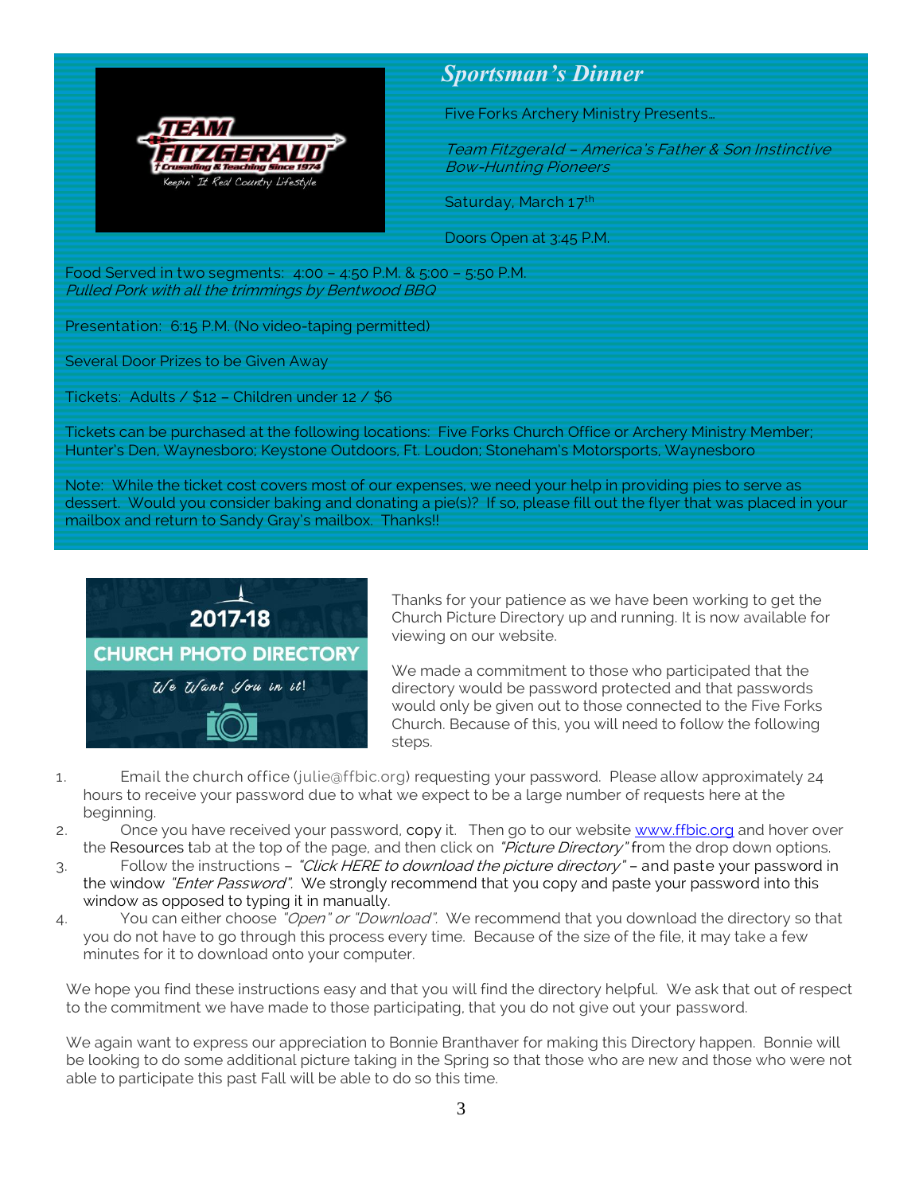## *Sportsman's Dinner*

Five Forks Archery Ministry Presents…

*Team Fitzgerald – America's Father & Son Instinctive Bow-Hunting Pioneers*

Saturday, March 17th

Doors Open at 3:45 P.M.

Food Served in two segments: 4:00 – 4:50 P.M. & 5:00 – 5:50 P.M.
*Pulled Pork with all the trimmings by Bentwood BBQ*

Presentation: 6:15 P.M. (No video-taping permitted)

Several Door Prizes to be Given Away

Tickets: Adults / $12 – Children under 12 / $6

Tickets can be purchased at the following locations: Five Forks Church Office or Archery Ministry Member; Hunter's Den, Waynesboro; Keystone Outdoors, Ft. Loudon; Stoneham's Motorsports, Waynesboro

Note: While the ticket cost covers most of our expenses, we need your help in providing pies to serve as dessert. Would you consider baking and donating a pie(s)? If so, please fill out the flyer that was placed in your mailbox and return to Sandy Gray's mailbox. Thanks!!

Thanks for your patience as we have been working to get the Church Picture Directory up and running. It is now available for viewing on our website.

We made a commitment to those who participated that the directory would be password protected and that passwords would only be given out to those connected to the Five Forks Church. Because of this, you will need to follow the following steps.

1. Email the church office (julie@ffbic.org) requesting your password. Please allow approximately 24 hours to receive your password due to what we expect to be a large number of requests here at the beginning.
2. Once you have received your password, copy it. Then go to our website www.ffbic.org and hover over the Resources tab at the top of the page, and then click on *"Picture Directory"* from the drop down options.
3. Follow the instructions – *"Click HERE to download the picture directory"* – and paste your password in the window *"Enter Password"*. We strongly recommend that you copy and paste your password into this window as opposed to typing it in manually.
4. You can either choose *"Open" or "Download"*. We recommend that you download the directory so that you do not have to go through this process every time. Because of the size of the file, it may take a few minutes for it to download onto your computer.

We hope you find these instructions easy and that you will find the directory helpful. We ask that out of respect to the commitment we have made to those participating, that you do not give out your password.

We again want to express our appreciation to Bonnie Branthaver for making this Directory happen. Bonnie will be looking to do some additional picture taking in the Spring so that those who are new and those who were not able to participate this past Fall will be able to do so this time.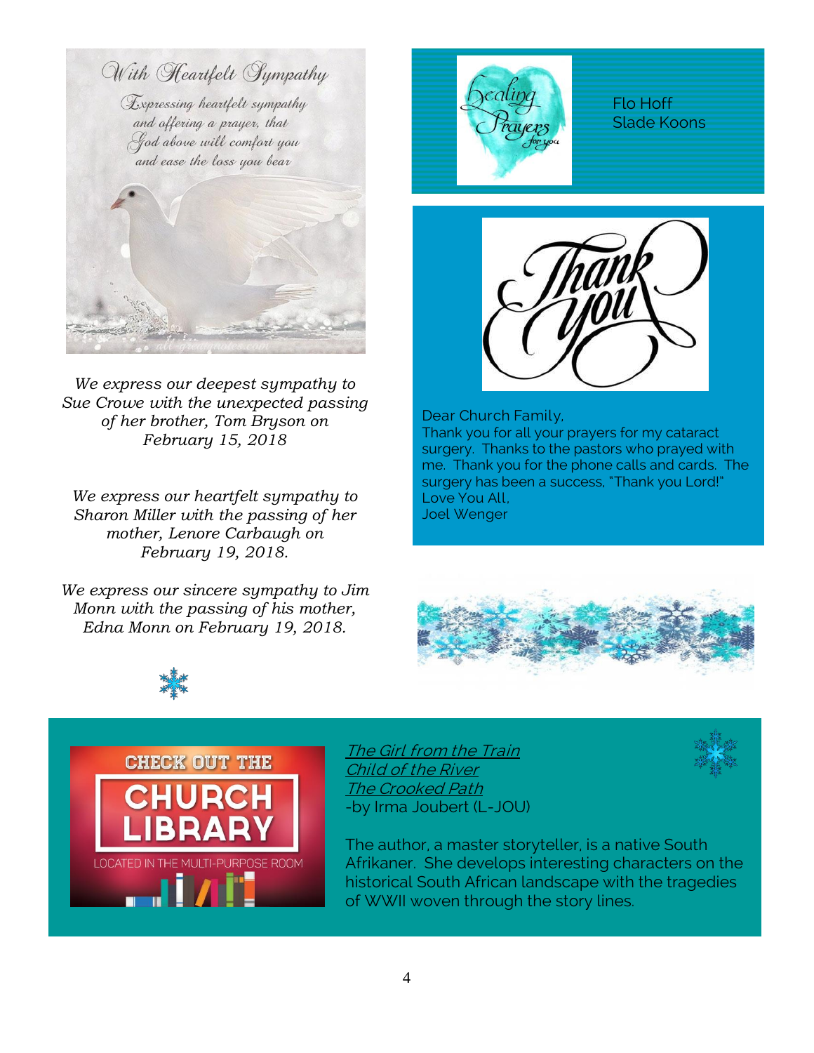*With Heartfelt Sympathy*

*Expressing heartfelt sympathy and offering a prayer, that God above will comfort you and ease the loss you bear*

*We express our deepest sympathy to Sue Crowe with the unexpected passing of her brother, Tom Bryson on February 15, 2018*

*We express our heartfelt sympathy to Sharon Miller with the passing of her mother, Lenore Carbaugh on February 19, 2018.*

*We express our sincere sympathy to Jim Monn with the passing of his mother, Edna Monn on February 19, 2018.*

Healing Prayers for you

Flo Hoff
Slade Koons

Thank You

Dear Church Family,
Thank you for all your prayers for my cataract surgery. Thanks to the pastors who prayed with me. Thank you for the phone calls and cards. The surgery has been a success, "Thank you Lord!"
Love You All,
Joel Wenger

CHECK OUT THE CHURCH LIBRARY
LOCATED IN THE MULTI-PURPOSE ROOM

*The Girl from the Train*
*Child of the River*
*The Crooked Path*
-by Irma Joubert (L-JOU)

The author, a master storyteller, is a native South Afrikaner. She develops interesting characters on the historical South African landscape with the tragedies of WWII woven through the story lines.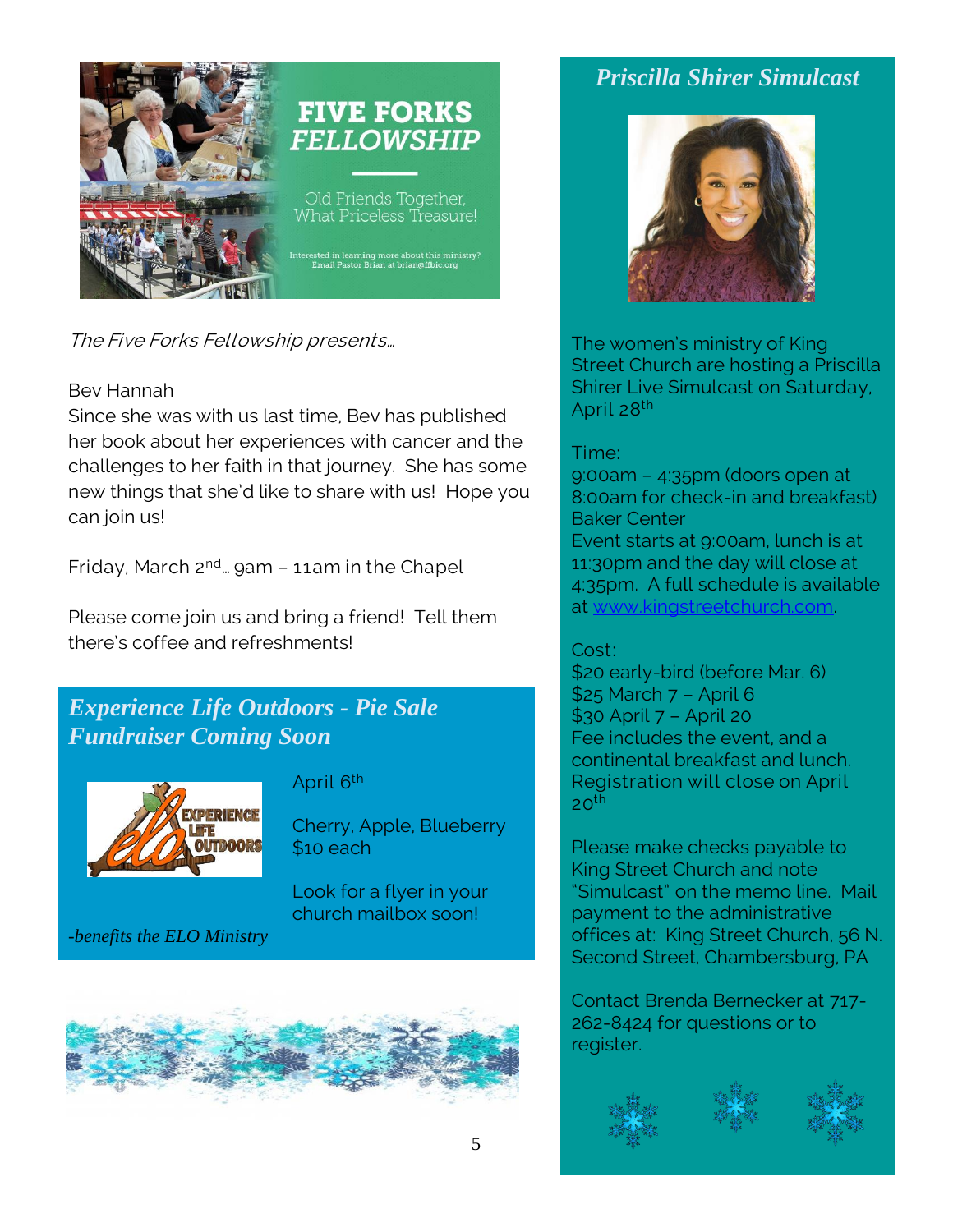# FIVE FORKS FELLOWSHIP

Old Friends Together, What Priceless Treasure!

Interested in learning more about this ministry? Email Pastor Brian at brian@ffbic.org

*The Five Forks Fellowship presents…*

Bev Hannah

Since she was with us last time, Bev has published her book about her experiences with cancer and the challenges to her faith in that journey. She has some new things that she'd like to share with us! Hope you can join us!

Friday, March 2nd… 9am – 11am in the Chapel

Please come join us and bring a friend! Tell them there's coffee and refreshments!

## *Experience Life Outdoors - Pie Sale Fundraiser Coming Soon*

EXPERIENCE LIFE OUTDOORS

April 6th

Cherry, Apple, Blueberry
$10 each

Look for a flyer in your church mailbox soon!

*-benefits the ELO Ministry*

## *Priscilla Shirer Simulcast*

The women's ministry of King Street Church are hosting a Priscilla Shirer Live Simulcast on Saturday, April 28th

Time:
9:00am – 4:35pm (doors open at 8:00am for check-in and breakfast)
Baker Center
Event starts at 9:00am, lunch is at 11:30pm and the day will close at 4:35pm. A full schedule is available at www.kingstreetchurch.com.

Cost:
$20 early-bird (before Mar. 6)
$25 March 7 – April 6
$30 April 7 – April 20
Fee includes the event, and a continental breakfast and lunch. Registration will close on April 20th

Please make checks payable to King Street Church and note "Simulcast" on the memo line. Mail payment to the administrative offices at: King Street Church, 56 N. Second Street, Chambersburg, PA

Contact Brenda Bernecker at 717-262-8424 for questions or to register.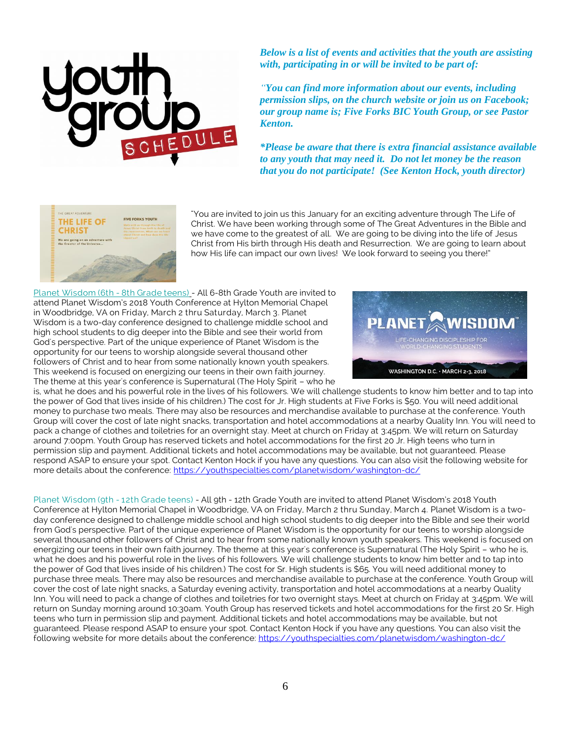***Below is a list of events and activities that the youth are assisting with, participating in or will be invited to be part of:***

***"You can find more information about our events, including permission slips, on the church website or join us on Facebook; our group name is; Five Forks BIC Youth Group, or see Pastor Kenton.***

***\*Please be aware that there is extra financial assistance available to any youth that may need it. Do not let money be the reason that you do not participate! (See Kenton Hock, youth director)***

"You are invited to join us this January for an exciting adventure through The Life of Christ. We have been working through some of The Great Adventures in the Bible and we have come to the greatest of all. We are going to be diving into the life of Jesus Christ from His birth through His death and Resurrection. We are going to learn about how His life can impact our own lives! We look forward to seeing you there!"

Planet Wisdom (6th - 8th Grade teens) - All 6-8th Grade Youth are invited to attend Planet Wisdom's 2018 Youth Conference at Hylton Memorial Chapel in Woodbridge, VA on Friday, March 2 thru Saturday, March 3. Planet Wisdom is a two-day conference designed to challenge middle school and high school students to dig deeper into the Bible and see their world from God's perspective. Part of the unique experience of Planet Wisdom is the opportunity for our teens to worship alongside several thousand other followers of Christ and to hear from some nationally known youth speakers. This weekend is focused on energizing our teens in their own faith journey. The theme at this year's conference is Supernatural (The Holy Spirit – who he is, what he does and his powerful role in the lives of his followers. We will challenge students to know him better and to tap into the power of God that lives inside of his children.) The cost for Jr. High students at Five Forks is $50. You will need additional money to purchase two meals. There may also be resources and merchandise available to purchase at the conference. Youth Group will cover the cost of late night snacks, transportation and hotel accommodations at a nearby Quality Inn. You will need to pack a change of clothes and toiletries for an overnight stay. Meet at church on Friday at 3:45pm. We will return on Saturday around 7:00pm. Youth Group has reserved tickets and hotel accommodations for the first 20 Jr. High teens who turn in permission slip and payment. Additional tickets and hotel accommodations may be available, but not guaranteed. Please respond ASAP to ensure your spot. Contact Kenton Hock if you have any questions. You can also visit the following website for more details about the conference: https://youthspecialties.com/planetwisdom/washington-dc/

Planet Wisdom (9th - 12th Grade teens) - All 9th - 12th Grade Youth are invited to attend Planet Wisdom's 2018 Youth Conference at Hylton Memorial Chapel in Woodbridge, VA on Friday, March 2 thru Sunday, March 4. Planet Wisdom is a two-day conference designed to challenge middle school and high school students to dig deeper into the Bible and see their world from God's perspective. Part of the unique experience of Planet Wisdom is the opportunity for our teens to worship alongside several thousand other followers of Christ and to hear from some nationally known youth speakers. This weekend is focused on energizing our teens in their own faith journey. The theme at this year's conference is Supernatural (The Holy Spirit – who he is, what he does and his powerful role in the lives of his followers. We will challenge students to know him better and to tap into the power of God that lives inside of his children.) The cost for Sr. High students is $65. You will need additional money to purchase three meals. There may also be resources and merchandise available to purchase at the conference. Youth Group will cover the cost of late night snacks, a Saturday evening activity, transportation and hotel accommodations at a nearby Quality Inn. You will need to pack a change of clothes and toiletries for two overnight stays. Meet at church on Friday at 3:45pm. We will return on Sunday morning around 10:30am. Youth Group has reserved tickets and hotel accommodations for the first 20 Sr. High teens who turn in permission slip and payment. Additional tickets and hotel accommodations may be available, but not guaranteed. Please respond ASAP to ensure your spot. Contact Kenton Hock if you have any questions. You can also visit the following website for more details about the conference: https://youthspecialties.com/planetwisdom/washington-dc/